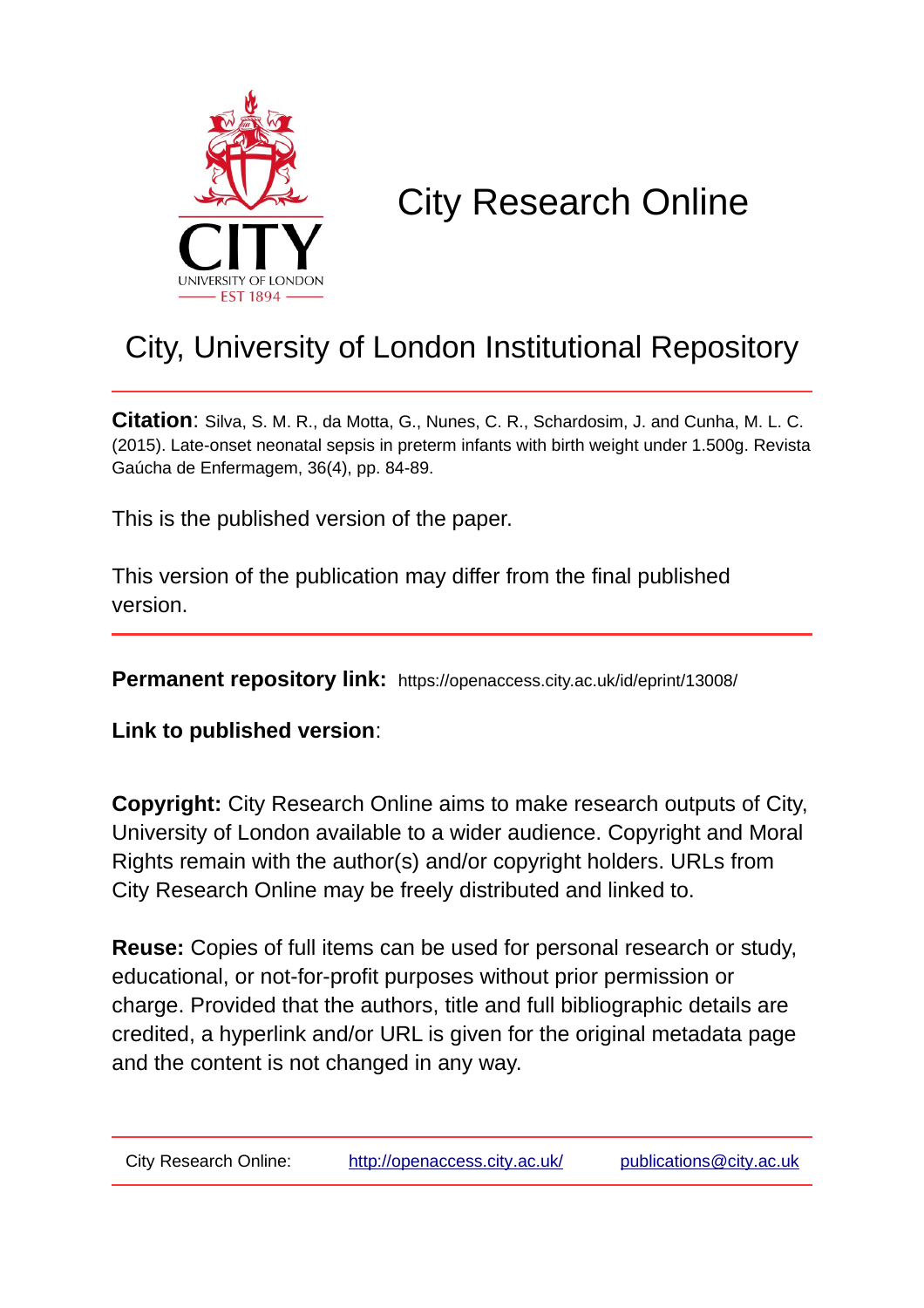# City Research Online

## City, University of London Institutional Repository

**Citation**: Silva, S. M. R., da Motta, G., Nunes, C. R., Schardosim, J. and Cunha, M. L. C. (2015). Late-onset neonatal sepsis in preterm infants with birth weight under 1.500g. Revista Gaúcha de Enfermagem, 36(4), pp. 84-89.

This is the published version of the paper.

This version of the publication may differ from the final published version.

**Permanent repository link:** https://openaccess.city.ac.uk/id/eprint/13008/

**Link to published version**:

**Copyright:** City Research Online aims to make research outputs of City, University of London available to a wider audience. Copyright and Moral Rights remain with the author(s) and/or copyright holders. URLs from City Research Online may be freely distributed and linked to.

**Reuse:** Copies of full items can be used for personal research or study, educational, or not-for-profit purposes without prior permission or charge. Provided that the authors, title and full bibliographic details are credited, a hyperlink and/or URL is given for the original metadata page and the content is not changed in any way.

City Research Online: http://openaccess.city.ac.uk/ publications@city.ac.uk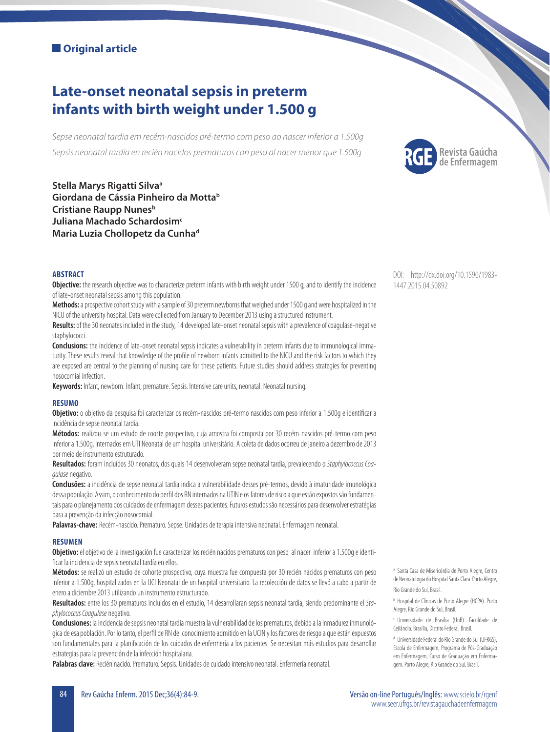**Original article**

# Late-onset neonatal sepsis in preterm infants with birth weight under 1.500 g

*Sepse neonatal tardia em recém-nascidos pré-termo com peso ao nascer inferior a 1.500g*

*Sepsis neonatal tardía en recién nacidos prematuros con peso al nacer menor que 1.500g*

**Stella Marys Rigatti Silva**[a]
**Giordana de Cássia Pinheiro da Motta**[b]
**Cristiane Raupp Nunes**[b]
**Juliana Machado Schardosim**[c]
**Maria Luzia Chollopetz da Cunha**[d]

DOI: http://dx.doi.org/10.1590/1983-1447.2015.04.50892

### ABSTRACT

**Objective:** the research objective was to characterize preterm infants with birth weight under 1500 g, and to identify the incidence of late-onset neonatal sepsis among this population.

**Methods:** a prospective cohort study with a sample of 30 preterm newborns that weighed under 1500 g and were hospitalized in the NICU of the university hospital. Data were collected from January to December 2013 using a structured instrument.

**Results:** of the 30 neonates included in the study, 14 developed late-onset neonatal sepsis with a prevalence of coagulase-negative staphylococci.

**Conclusions:** the incidence of late-onset neonatal sepsis indicates a vulnerability in preterm infants due to immunological immaturity. These results reveal that knowledge of the profile of newborn infants admitted to the NICU and the risk factors to which they are exposed are central to the planning of nursing care for these patients. Future studies should address strategies for preventing nosocomial infection.

**Keywords:** Infant, newborn. Infant, premature. Sepsis. Intensive care units, neonatal. Neonatal nursing.

### RESUMO

**Objetivo:** o objetivo da pesquisa foi caracterizar os recém-nascidos pré-termo nascidos com peso inferior a 1.500g e identificar a incidência de sepse neonatal tardia.

**Métodos:** realizou-se um estudo de coorte prospectivo, cuja amostra foi composta por 30 recém-nascidos pré-termo com peso inferior a 1.500g, internados em UTI Neonatal de um hospital universitário. A coleta de dados ocorreu de janeiro a dezembro de 2013 por meio de instrumento estruturado.

**Resultados:** foram incluídos 30 neonatos, dos quais 14 desenvolveram sepse neonatal tardia, prevalecendo o *Staphylococcus Coagulase* negativo.

**Conclusões:** a incidência de sepse neonatal tardia indica a vulnerabilidade desses pré-termos, devido à imaturidade imunológica dessa população. Assim, o conhecimento do perfil dos RN internados na UTIN e os fatores de risco a que estão expostos são fundamentais para o planejamento dos cuidados de enfermagem desses pacientes. Futuros estudos são necessários para desenvolver estratégias para a prevenção da infecção nosocomial.

**Palavras-chave:** Recém-nascido. Prematuro. Sepse. Unidades de terapia intensiva neonatal. Enfermagem neonatal.

### RESUMEN

**Objetivo:** el objetivo de la investigación fue caracterizar los recién nacidos prematuros con peso al nacer inferior a 1.500g e identificar la incidencia de sepsis neonatal tardía en ellos.

**Métodos:** se realizó un estudio de cohorte prospectivo, cuya muestra fue compuesta por 30 recién nacidos prematuros con peso inferior a 1.500g, hospitalizados en la UCI Neonatal de un hospital universitario. La recolección de datos se llevó a cabo a partir de enero a diciembre 2013 utilizando un instrumento estructurado.

**Resultados:** entre los 30 prematuros incluidos en el estudio, 14 desarrollaran sepsis neonatal tardía, siendo predominante el *Staphylococcus Coagulase* negativo.

**Conclusiones:** la incidencia de sepsis neonatal tardía muestra la vulnerabilidad de los prematuros, debido a la inmadurez inmunológica de esa población. Por lo tanto, el perfil de RN del conocimiento admitido en la UCIN y los factores de riesgo a que están expuestos son fundamentales para la planificación de los cuidados de enfermería a los pacientes. Se necesitan más estudios para desarrollar estrategias para la prevención de la infección hospitalaria.

**Palabras clave:** Recién nacido. Prematuro. Sepsis. Unidades de cuidado intensivo neonatal. Enfermería neonatal.

[a] Santa Casa de Misericórdia de Porto Alegre, Centro de Neonatologia do Hospital Santa Clara. Porto Alegre, Rio Grande do Sul, Brasil.

[b] Hospital de Clínicas de Porto Alegre (HCPA). Porto Alegre, Rio Grande do Sul, Brasil.

[c] Universidade de Brasília (UnB). Faculdade de Ceilândia. Brasília, Distrito Federal, Brasil.

[d] Universidade Federal do Rio Grande do Sul (UFRGS), Escola de Enfermagem, Programa de Pós-Graduação em Enfermagem, Curso de Graduação em Enfermagem. Porto Alegre, Rio Grande do Sul, Brasil.

Versão on-line Português/Inglês: www.scielo.br/rgenf
www.seer.ufrgs.br/revistagauchadeenfermagem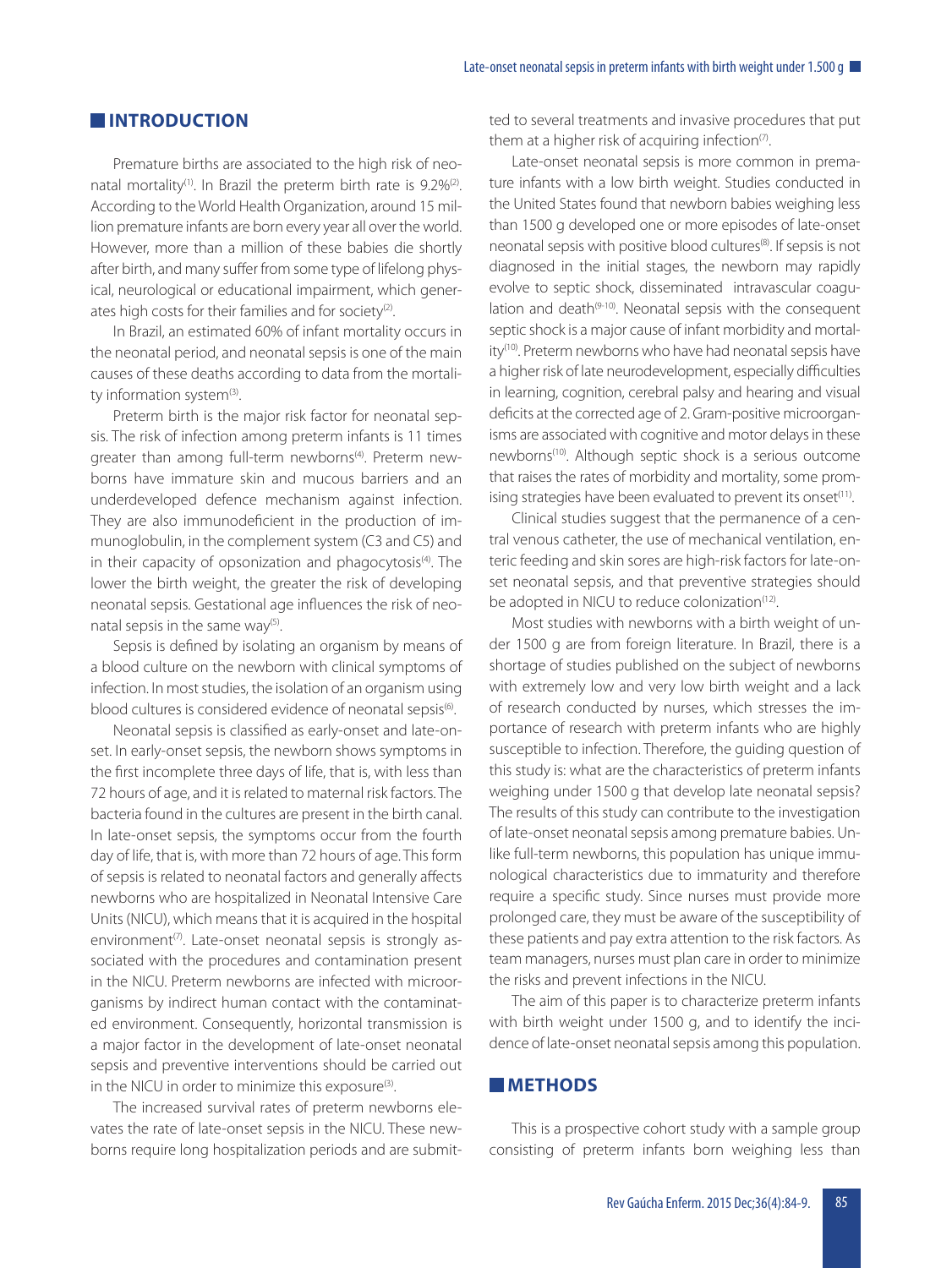## INTRODUCTION

Premature births are associated to the high risk of neonatal mortality[1]. In Brazil the preterm birth rate is 9.2%[2]. According to the World Health Organization, around 15 million premature infants are born every year all over the world. However, more than a million of these babies die shortly after birth, and many suffer from some type of lifelong physical, neurological or educational impairment, which generates high costs for their families and for society[2].

In Brazil, an estimated 60% of infant mortality occurs in the neonatal period, and neonatal sepsis is one of the main causes of these deaths according to data from the mortality information system[3].

Preterm birth is the major risk factor for neonatal sepsis. The risk of infection among preterm infants is 11 times greater than among full-term newborns[4]. Preterm newborns have immature skin and mucous barriers and an underdeveloped defence mechanism against infection. They are also immunodeficient in the production of immunoglobulin, in the complement system (C3 and C5) and in their capacity of opsonization and phagocytosis[4]. The lower the birth weight, the greater the risk of developing neonatal sepsis. Gestational age influences the risk of neonatal sepsis in the same way[5].

Sepsis is defined by isolating an organism by means of a blood culture on the newborn with clinical symptoms of infection. In most studies, the isolation of an organism using blood cultures is considered evidence of neonatal sepsis[6].

Neonatal sepsis is classified as early-onset and late-onset. In early-onset sepsis, the newborn shows symptoms in the first incomplete three days of life, that is, with less than 72 hours of age, and it is related to maternal risk factors. The bacteria found in the cultures are present in the birth canal. In late-onset sepsis, the symptoms occur from the fourth day of life, that is, with more than 72 hours of age. This form of sepsis is related to neonatal factors and generally affects newborns who are hospitalized in Neonatal Intensive Care Units (NICU), which means that it is acquired in the hospital environment[7]. Late-onset neonatal sepsis is strongly associated with the procedures and contamination present in the NICU. Preterm newborns are infected with microorganisms by indirect human contact with the contaminated environment. Consequently, horizontal transmission is a major factor in the development of late-onset neonatal sepsis and preventive interventions should be carried out in the NICU in order to minimize this exposure[3].

The increased survival rates of preterm newborns elevates the rate of late-onset sepsis in the NICU. These newborns require long hospitalization periods and are submitted to several treatments and invasive procedures that put them at a higher risk of acquiring infection[7].

Late-onset neonatal sepsis is more common in premature infants with a low birth weight. Studies conducted in the United States found that newborn babies weighing less than 1500 g developed one or more episodes of late-onset neonatal sepsis with positive blood cultures[8]. If sepsis is not diagnosed in the initial stages, the newborn may rapidly evolve to septic shock, disseminated intravascular coagulation and death[9-10]. Neonatal sepsis with the consequent septic shock is a major cause of infant morbidity and mortality[10]. Preterm newborns who have had neonatal sepsis have a higher risk of late neurodevelopment, especially difficulties in learning, cognition, cerebral palsy and hearing and visual deficits at the corrected age of 2. Gram-positive microorganisms are associated with cognitive and motor delays in these newborns[10]. Although septic shock is a serious outcome that raises the rates of morbidity and mortality, some promising strategies have been evaluated to prevent its onset[11].

Clinical studies suggest that the permanence of a central venous catheter, the use of mechanical ventilation, enteric feeding and skin sores are high-risk factors for late-onset neonatal sepsis, and that preventive strategies should be adopted in NICU to reduce colonization[12].

Most studies with newborns with a birth weight of under 1500 g are from foreign literature. In Brazil, there is a shortage of studies published on the subject of newborns with extremely low and very low birth weight and a lack of research conducted by nurses, which stresses the importance of research with preterm infants who are highly susceptible to infection. Therefore, the guiding question of this study is: what are the characteristics of preterm infants weighing under 1500 g that develop late neonatal sepsis? The results of this study can contribute to the investigation of late-onset neonatal sepsis among premature babies. Unlike full-term newborns, this population has unique immunological characteristics due to immaturity and therefore require a specific study. Since nurses must provide more prolonged care, they must be aware of the susceptibility of these patients and pay extra attention to the risk factors. As team managers, nurses must plan care in order to minimize the risks and prevent infections in the NICU.

The aim of this paper is to characterize preterm infants with birth weight under 1500 g, and to identify the incidence of late-onset neonatal sepsis among this population.

## METHODS

This is a prospective cohort study with a sample group consisting of preterm infants born weighing less than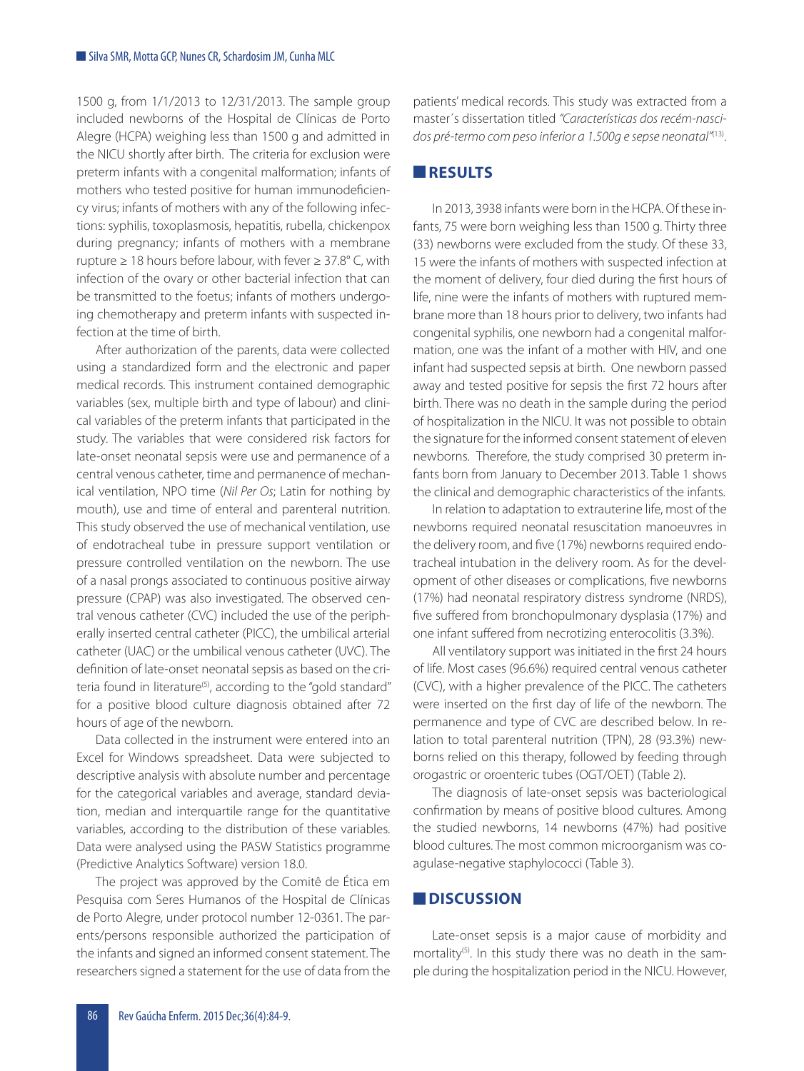1500 g, from 1/1/2013 to 12/31/2013. The sample group included newborns of the Hospital de Clínicas de Porto Alegre (HCPA) weighing less than 1500 g and admitted in the NICU shortly after birth. The criteria for exclusion were preterm infants with a congenital malformation; infants of mothers who tested positive for human immunodeficiency virus; infants of mothers with any of the following infections: syphilis, toxoplasmosis, hepatitis, rubella, chickenpox during pregnancy; infants of mothers with a membrane rupture ≥ 18 hours before labour, with fever ≥ 37.8° C, with infection of the ovary or other bacterial infection that can be transmitted to the foetus; infants of mothers undergoing chemotherapy and preterm infants with suspected infection at the time of birth.

After authorization of the parents, data were collected using a standardized form and the electronic and paper medical records. This instrument contained demographic variables (sex, multiple birth and type of labour) and clinical variables of the preterm infants that participated in the study. The variables that were considered risk factors for late-onset neonatal sepsis were use and permanence of a central venous catheter, time and permanence of mechanical ventilation, NPO time (*Nil Per Os*; Latin for nothing by mouth), use and time of enteral and parenteral nutrition. This study observed the use of mechanical ventilation, use of endotracheal tube in pressure support ventilation or pressure controlled ventilation on the newborn. The use of a nasal prongs associated to continuous positive airway pressure (CPAP) was also investigated. The observed central venous catheter (CVC) included the use of the peripherally inserted central catheter (PICC), the umbilical arterial catheter (UAC) or the umbilical venous catheter (UVC). The definition of late-onset neonatal sepsis as based on the criteria found in literature[5], according to the "gold standard" for a positive blood culture diagnosis obtained after 72 hours of age of the newborn.

Data collected in the instrument were entered into an Excel for Windows spreadsheet. Data were subjected to descriptive analysis with absolute number and percentage for the categorical variables and average, standard deviation, median and interquartile range for the quantitative variables, according to the distribution of these variables. Data were analysed using the PASW Statistics programme (Predictive Analytics Software) version 18.0.

The project was approved by the Comitê de Ética em Pesquisa com Seres Humanos of the Hospital de Clínicas de Porto Alegre, under protocol number 12-0361. The parents/persons responsible authorized the participation of the infants and signed an informed consent statement. The researchers signed a statement for the use of data from the patients' medical records. This study was extracted from a master´s dissertation titled *"Características dos recém-nascidos pré-termo com peso inferior a 1.500g e sepse neonatal"*[13].

## RESULTS

In 2013, 3938 infants were born in the HCPA. Of these infants, 75 were born weighing less than 1500 g. Thirty three (33) newborns were excluded from the study. Of these 33, 15 were the infants of mothers with suspected infection at the moment of delivery, four died during the first hours of life, nine were the infants of mothers with ruptured membrane more than 18 hours prior to delivery, two infants had congenital syphilis, one newborn had a congenital malformation, one was the infant of a mother with HIV, and one infant had suspected sepsis at birth. One newborn passed away and tested positive for sepsis the first 72 hours after birth. There was no death in the sample during the period of hospitalization in the NICU. It was not possible to obtain the signature for the informed consent statement of eleven newborns. Therefore, the study comprised 30 preterm infants born from January to December 2013. Table 1 shows the clinical and demographic characteristics of the infants.

In relation to adaptation to extrauterine life, most of the newborns required neonatal resuscitation manoeuvres in the delivery room, and five (17%) newborns required endotracheal intubation in the delivery room. As for the development of other diseases or complications, five newborns (17%) had neonatal respiratory distress syndrome (NRDS), five suffered from bronchopulmonary dysplasia (17%) and one infant suffered from necrotizing enterocolitis (3.3%).

All ventilatory support was initiated in the first 24 hours of life. Most cases (96.6%) required central venous catheter (CVC), with a higher prevalence of the PICC. The catheters were inserted on the first day of life of the newborn. The permanence and type of CVC are described below. In relation to total parenteral nutrition (TPN), 28 (93.3%) newborns relied on this therapy, followed by feeding through orogastric or oroenteric tubes (OGT/OET) (Table 2).

The diagnosis of late-onset sepsis was bacteriological confirmation by means of positive blood cultures. Among the studied newborns, 14 newborns (47%) had positive blood cultures. The most common microorganism was coagulase-negative staphylococci (Table 3).

## DISCUSSION

Late-onset sepsis is a major cause of morbidity and mortality[5]. In this study there was no death in the sample during the hospitalization period in the NICU. However,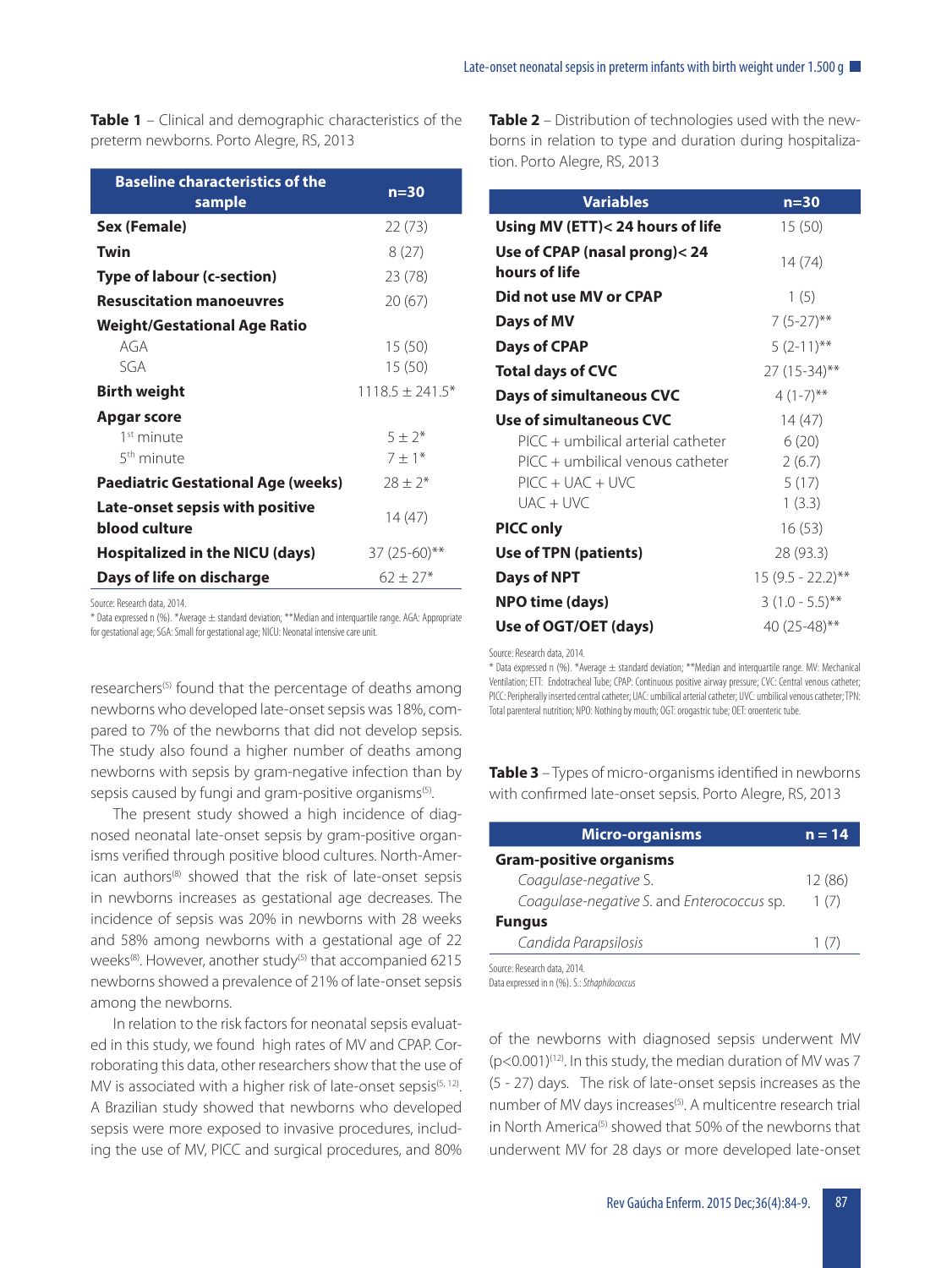**Table 1** – Clinical and demographic characteristics of the preterm newborns. Porto Alegre, RS, 2013

| Baseline characteristics of the sample | n=30 |
|---|---|
| **Sex (Female)** | 22 (73) |
| **Twin** | 8 (27) |
| **Type of labour (c-section)** | 23 (78) |
| **Resuscitation manoeuvres** | 20 (67) |
| **Weight/Gestational Age Ratio** | |
| AGA | 15 (50) |
| SGA | 15 (50) |
| **Birth weight** | 1118.5 ± 241.5* |
| **Apgar score** | |
| 1st minute | 5 ± 2* |
| 5th minute | 7 ± 1* |
| **Paediatric Gestational Age (weeks)** | 28 ± 2* |
| **Late-onset sepsis with positive blood culture** | 14 (47) |
| **Hospitalized in the NICU (days)** | 37 (25-60)** |
| **Days of life on discharge** | 62 ± 27* |

Source: Research data, 2014.
* Data expressed n (%). *Average ± standard deviation; **Median and interquartile range. AGA: Appropriate for gestational age; SGA: Small for gestational age; NICU: Neonatal intensive care unit.

researchers[5] found that the percentage of deaths among newborns who developed late-onset sepsis was 18%, compared to 7% of the newborns that did not develop sepsis. The study also found a higher number of deaths among newborns with sepsis by gram-negative infection than by sepsis caused by fungi and gram-positive organisms[5].

The present study showed a high incidence of diagnosed neonatal late-onset sepsis by gram-positive organisms verified through positive blood cultures. North-American authors[8] showed that the risk of late-onset sepsis in newborns increases as gestational age decreases. The incidence of sepsis was 20% in newborns with 28 weeks and 58% among newborns with a gestational age of 22 weeks[8]. However, another study[5] that accompanied 6215 newborns showed a prevalence of 21% of late-onset sepsis among the newborns.

In relation to the risk factors for neonatal sepsis evaluated in this study, we found high rates of MV and CPAP. Corroborating this data, other researchers show that the use of MV is associated with a higher risk of late-onset sepsis[5, 12]. A Brazilian study showed that newborns who developed sepsis were more exposed to invasive procedures, including the use of MV, PICC and surgical procedures, and 80% of the newborns with diagnosed sepsis underwent MV (p<0.001)[12]. In this study, the median duration of MV was 7 (5 - 27) days. The risk of late-onset sepsis increases as the number of MV days increases[5]. A multicentre research trial in North America[5] showed that 50% of the newborns that underwent MV for 28 days or more developed late-onset

**Table 2** – Distribution of technologies used with the newborns in relation to type and duration during hospitalization. Porto Alegre, RS, 2013

| Variables | n=30 |
|---|---|
| **Using MV (ETT)< 24 hours of life** | 15 (50) |
| **Use of CPAP (nasal prong)< 24 hours of life** | 14 (74) |
| **Did not use MV or CPAP** | 1 (5) |
| **Days of MV** | 7 (5-27)** |
| **Days of CPAP** | 5 (2-11)** |
| **Total days of CVC** | 27 (15-34)** |
| **Days of simultaneous CVC** | 4 (1-7)** |
| **Use of simultaneous CVC** | 14 (47) |
| PICC + umbilical arterial catheter | 6 (20) |
| PICC + umbilical venous catheter | 2 (6.7) |
| PICC + UAC + UVC | 5 (17) |
| UAC + UVC | 1 (3.3) |
| **PICC only** | 16 (53) |
| **Use of TPN (patients)** | 28 (93.3) |
| **Days of NPT** | 15 (9.5 - 22.2)** |
| **NPO time (days)** | 3 (1.0 - 5.5)** |
| **Use of OGT/OET (days)** | 40 (25-48)** |

Source: Research data, 2014.
* Data expressed n (%). *Average ± standard deviation; **Median and interquartile range. MV: Mechanical Ventilation; ETT: Endotracheal Tube; CPAP: Continuous positive airway pressure; CVC: Central venous catheter; PICC: Peripherally inserted central catheter; UAC: umbilical arterial catheter; UVC: umbilical venous catheter; TPN: Total parenteral nutrition; NPO: Nothing by mouth; OGT: orogastric tube; OET: oroenteric tube.

**Table 3** – Types of micro-organisms identified in newborns with confirmed late-onset sepsis. Porto Alegre, RS, 2013

| Micro-organisms | n = 14 |
|---|---|
| **Gram-positive organisms** | |
| *Coagulase-negative S.* | 12 (86) |
| *Coagulase-negative S. and Enterococcus sp.* | 1 (7) |
| **Fungus** | |
| *Candida Parapsilosis* | 1 (7) |

Source: Research data, 2014.
Data expressed in n (%). S.: *Sthaphilococcus*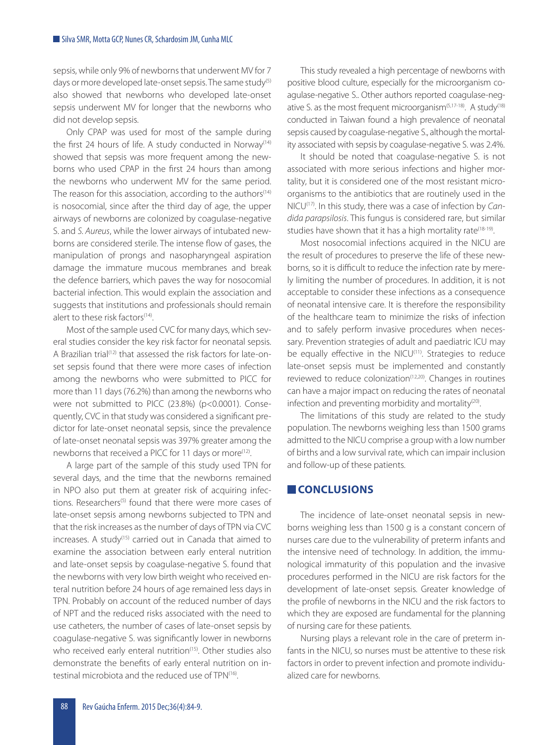sepsis, while only 9% of newborns that underwent MV for 7 days or more developed late-onset sepsis. The same study[5] also showed that newborns who developed late-onset sepsis underwent MV for longer that the newborns who did not develop sepsis.

Only CPAP was used for most of the sample during the first 24 hours of life. A study conducted in Norway[14] showed that sepsis was more frequent among the newborns who used CPAP in the first 24 hours than among the newborns who underwent MV for the same period. The reason for this association, according to the authors[14] is nosocomial, since after the third day of age, the upper airways of newborns are colonized by coagulase-negative S. and *S. Aureus*, while the lower airways of intubated newborns are considered sterile. The intense flow of gases, the manipulation of prongs and nasopharyngeal aspiration damage the immature mucous membranes and break the defence barriers, which paves the way for nosocomial bacterial infection. This would explain the association and suggests that institutions and professionals should remain alert to these risk factors[14].

Most of the sample used CVC for many days, which several studies consider the key risk factor for neonatal sepsis. A Brazilian trial[12] that assessed the risk factors for late-onset sepsis found that there were more cases of infection among the newborns who were submitted to PICC for more than 11 days (76.2%) than among the newborns who were not submitted to PICC (23.8%) ($p<0.0001$). Consequently, CVC in that study was considered a significant predictor for late-onset neonatal sepsis, since the prevalence of late-onset neonatal sepsis was 397% greater among the newborns that received a PICC for 11 days or more[12].

A large part of the sample of this study used TPN for several days, and the time that the newborns remained in NPO also put them at greater risk of acquiring infections. Researchers[5] found that there were more cases of late-onset sepsis among newborns subjected to TPN and that the risk increases as the number of days of TPN via CVC increases. A study[15] carried out in Canada that aimed to examine the association between early enteral nutrition and late-onset sepsis by coagulase-negative S. found that the newborns with very low birth weight who received enteral nutrition before 24 hours of age remained less days in TPN. Probably on account of the reduced number of days of NPT and the reduced risks associated with the need to use catheters, the number of cases of late-onset sepsis by coagulase-negative S. was significantly lower in newborns who received early enteral nutrition[15]. Other studies also demonstrate the benefits of early enteral nutrition on intestinal microbiota and the reduced use of TPN[16].

This study revealed a high percentage of newborns with positive blood culture, especially for the microorganism coagulase-negative S.. Other authors reported coagulase-negative S. as the most frequent microorganism[5,17-18]. A study[18] conducted in Taiwan found a high prevalence of neonatal sepsis caused by coagulase-negative S., although the mortality associated with sepsis by coagulase-negative S. was 2.4%.

It should be noted that coagulase-negative S. is not associated with more serious infections and higher mortality, but it is considered one of the most resistant microorganisms to the antibiotics that are routinely used in the NICU[17]. In this study, there was a case of infection by *Candida parapsilosis*. This fungus is considered rare, but similar studies have shown that it has a high mortality rate[18-19].

Most nosocomial infections acquired in the NICU are the result of procedures to preserve the life of these newborns, so it is difficult to reduce the infection rate by merely limiting the number of procedures. In addition, it is not acceptable to consider these infections as a consequence of neonatal intensive care. It is therefore the responsibility of the healthcare team to minimize the risks of infection and to safely perform invasive procedures when necessary. Prevention strategies of adult and paediatric ICU may be equally effective in the NICU[11]. Strategies to reduce late-onset sepsis must be implemented and constantly reviewed to reduce colonization[12,20]. Changes in routines can have a major impact on reducing the rates of neonatal infection and preventing morbidity and mortality[20].

The limitations of this study are related to the study population. The newborns weighing less than 1500 grams admitted to the NICU comprise a group with a low number of births and a low survival rate, which can impair inclusion and follow-up of these patients.

## CONCLUSIONS

The incidence of late-onset neonatal sepsis in newborns weighing less than 1500 g is a constant concern of nurses care due to the vulnerability of preterm infants and the intensive need of technology. In addition, the immunological immaturity of this population and the invasive procedures performed in the NICU are risk factors for the development of late-onset sepsis. Greater knowledge of the profile of newborns in the NICU and the risk factors to which they are exposed are fundamental for the planning of nursing care for these patients.

Nursing plays a relevant role in the care of preterm infants in the NICU, so nurses must be attentive to these risk factors in order to prevent infection and promote individualized care for newborns.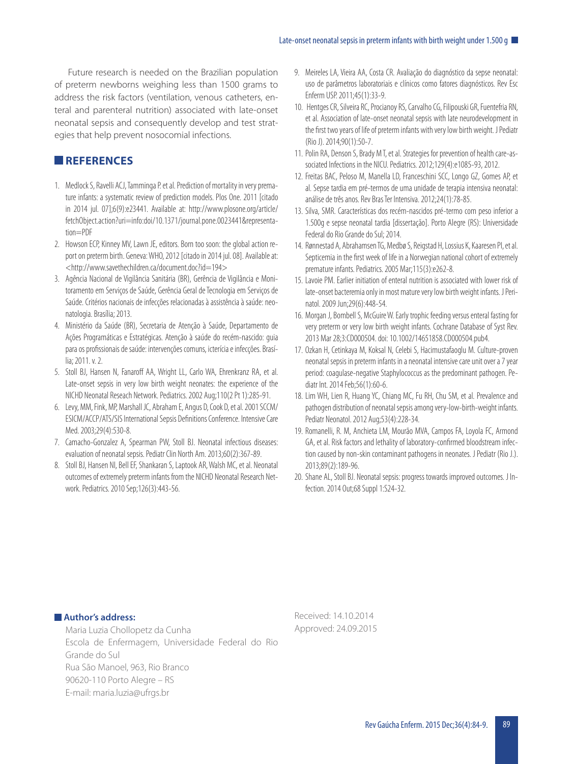Future research is needed on the Brazilian population of preterm newborns weighing less than 1500 grams to address the risk factors (ventilation, venous catheters, enteral and parenteral nutrition) associated with late-onset neonatal sepsis and consequently develop and test strategies that help prevent nosocomial infections.

## REFERENCES

1. Medlock S, Ravelli ACJ, Tamminga P. et al. Prediction of mortality in very premature infants: a systematic review of prediction models. Plos One. 2011 [citado in 2014 jul. 07];6(9):e23441. Available at: http://www.plosone.org/article/fetchObject.action?uri=info:doi/10.1371/journal.pone.0023441&representation=PDF
2. Howson ECP, Kinney MV, Lawn JE, editors. Born too soon: the global action report on preterm birth. Geneva: WHO, 2012 [citado in 2014 jul. 08]. Available at: <http://www.savethechildren.ca/document.doc?id=194>
3. Agência Nacional de Vigilância Sanitária (BR), Gerência de Vigilância e Monitoramento em Serviços de Saúde, Gerência Geral de Tecnologia em Serviços de Saúde. Critérios nacionais de infecções relacionadas à assistência à saúde: neonatologia. Brasília; 2013.
4. Ministério da Saúde (BR), Secretaria de Atenção à Saúde, Departamento de Ações Programáticas e Estratégicas. Atenção à saúde do recém-nascido: guia para os profissionais de saúde: intervenções comuns, icterícia e infecções. Brasília; 2011. v. 2.
5. Stoll BJ, Hansen N, Fanaroff AA, Wright LL, Carlo WA, Ehrenkranz RA, et al. Late-onset sepsis in very low birth weight neonates: the experience of the NICHD Neonatal Reseach Network. Pediatrics. 2002 Aug;110(2 Pt 1):285-91.
6. Levy, MM, Fink, MP, Marshall JC, Abraham E, Angus D, Cook D, et al. 2001 SCCM/ESICM/ACCP/ATS/SIS International Sepsis Definitions Conference. Intensive Care Med. 2003;29(4):530-8.
7. Camacho-Gonzalez A, Spearman PW, Stoll BJ. Neonatal infectious diseases: evaluation of neonatal sepsis. Pediatr Clin North Am. 2013;60(2):367-89.
8. Stoll BJ, Hansen NI, Bell EF, Shankaran S, Laptook AR, Walsh MC, et al. Neonatal outcomes of extremely preterm infants from the NICHD Neonatal Research Network. Pediatrics. 2010 Sep;126(3):443-56.
9. Meireles LA, Vieira AA, Costa CR. Avaliação do diagnóstico da sepse neonatal: uso de parâmetros laboratoriais e clínicos como fatores diagnósticos. Rev Esc Enferm USP. 2011;45(1):33-9.
10. Hentges CR, Silveira RC, Procianoy RS, Carvalho CG, Filipouski GR, Fuentefria RN, et al. Association of late-onset neonatal sepsis with late neurodevelopment in the first two years of life of preterm infants with very low birth weight. J Pediatr (Rio J). 2014;90(1):50-7.
11. Polin RA, Denson S, Brady M T, et al. Strategies for prevention of health care-associated Infections in the NICU. Pediatrics. 2012;129(4):e1085-93, 2012.
12. Freitas BAC, Peloso M, Manella LD, Franceschini SCC, Longo GZ, Gomes AP, et al. Sepse tardia em pré-termos de uma unidade de terapia intensiva neonatal: análise de três anos. Rev Bras Ter Intensiva. 2012;24(1):78-85.
13. Silva, SMR. Características dos recém-nascidos pré-termo com peso inferior a 1.500g e sepse neonatal tardia [dissertação]. Porto Alegre (RS): Universidade Federal do Rio Grande do Sul; 2014.
14. Rønnestad A, Abrahamsen TG, Medbø S, Reigstad H, Lossius K, Kaaresen PI, et al. Septicemia in the first week of life in a Norwegian national cohort of extremely premature infants. Pediatrics. 2005 Mar;115(3):e262-8.
15. Lavoie PM. Earlier initiation of enteral nutrition is associated with lower risk of late-onset bacteremia only in most mature very low birth weight infants. J Perinatol. 2009 Jun;29(6):448-54.
16. Morgan J, Bombell S, McGuire W. Early trophic feeding versus enteral fasting for very preterm or very low birth weight infants. Cochrane Database of Syst Rev. 2013 Mar 28;3:CD000504. doi: 10.1002/14651858.CD000504.pub4.
17. Ozkan H, Cetinkaya M, Koksal N, Celebi S, Hacimustafaoglu M. Culture-proven neonatal sepsis in preterm infants in a neonatal intensive care unit over a 7 year period: coagulase-negative Staphylococcus as the predominant pathogen. Pediatr Int. 2014 Feb;56(1):60-6.
18. Lim WH, Lien R, Huang YC, Chiang MC, Fu RH, Chu SM, et al. Prevalence and pathogen distribution of neonatal sepsis among very-low-birth-weight infants. Pediatr Neonatol. 2012 Aug;53(4):228-34.
19. Romanelli, R. M, Anchieta LM, Mourão MVA, Campos FA, Loyola FC, Armond GA, et al. Risk factors and lethality of laboratory-confirmed bloodstream infection caused by non-skin contaminant pathogens in neonates. J Pediatr (Rio J.). 2013;89(2):189-96.
20. Shane AL, Stoll BJ. Neonatal sepsis: progress towards improved outcomes. J Infection. 2014 Out;68 Suppl 1:S24-32.

**Author's address:**

Maria Luzia Chollopetz da Cunha
Escola de Enfermagem, Universidade Federal do Rio Grande do Sul
Rua São Manoel, 963, Rio Branco
90620-110 Porto Alegre – RS
E-mail: maria.luzia@ufrgs.br

Received: 14.10.2014
Approved: 24.09.2015